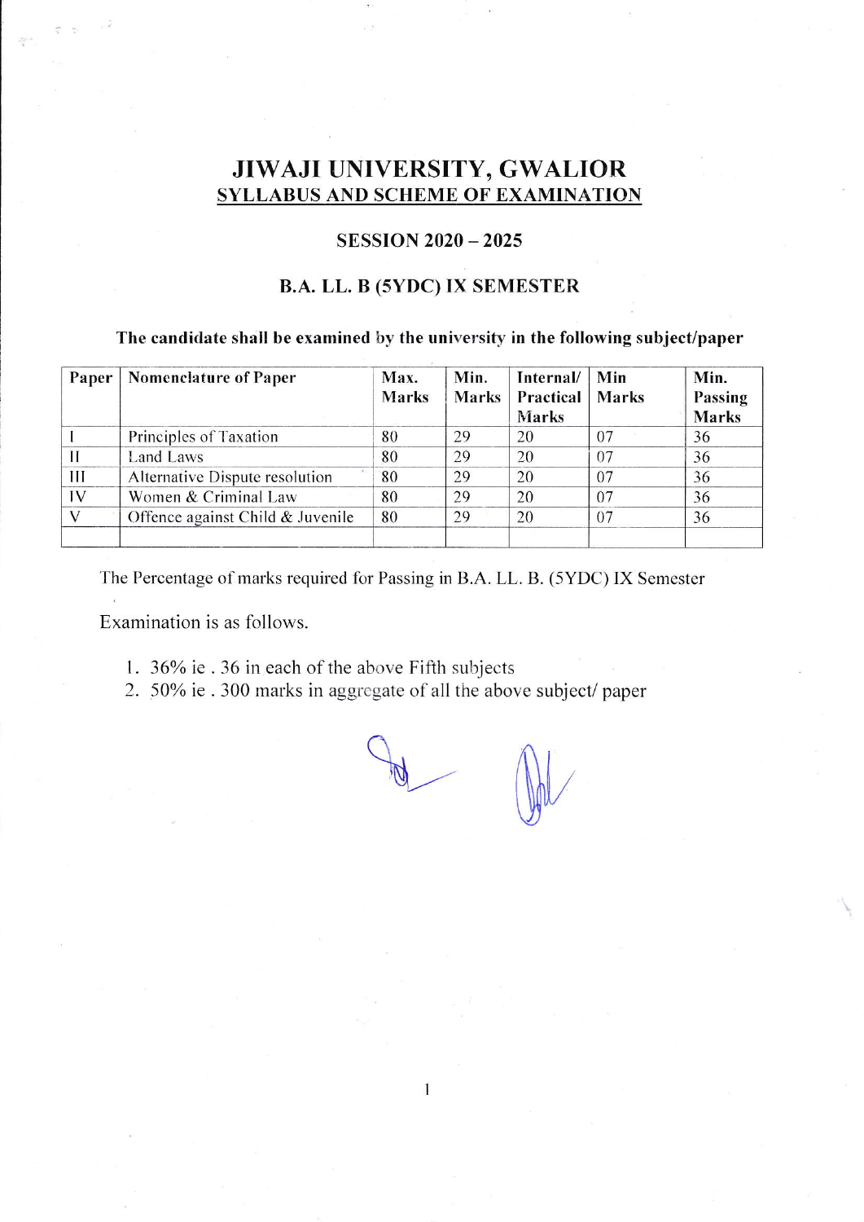# JIWAJI UNIVERSITY, GWALIOR

## SYLLABUS AND SCHEME OF EXAMINATION

### SESSION 2020 – 2025

### B.A. LL. B (5YDC) IX SEMESTER

**The candidate shall be examined by the university in the following subject/paper**

| Paper | Nomenclature of Paper | Max. Marks | Min. Marks | Internal/ Practical Marks | Min Marks | Min. Passing Marks |
|---|---|---|---|---|---|---|
| I | Principles of Taxation | 80 | 29 | 20 | 07 | 36 |
| II | Land Laws | 80 | 29 | 20 | 07 | 36 |
| III | Alternative Dispute resolution | 80 | 29 | 20 | 07 | 36 |
| IV | Women & Criminal Law | 80 | 29 | 20 | 07 | 36 |
| V | Offence against Child & Juvenile | 80 | 29 | 20 | 07 | 36 |
| | | | | | | |

The Percentage of marks required for Passing in B.A. LL. B. (5YDC) IX Semester

Examination is as follows.

1. 36% ie . 36 in each of the above Fifth subjects
2. 50% ie . 300 marks in aggregate of all the above subject/ paper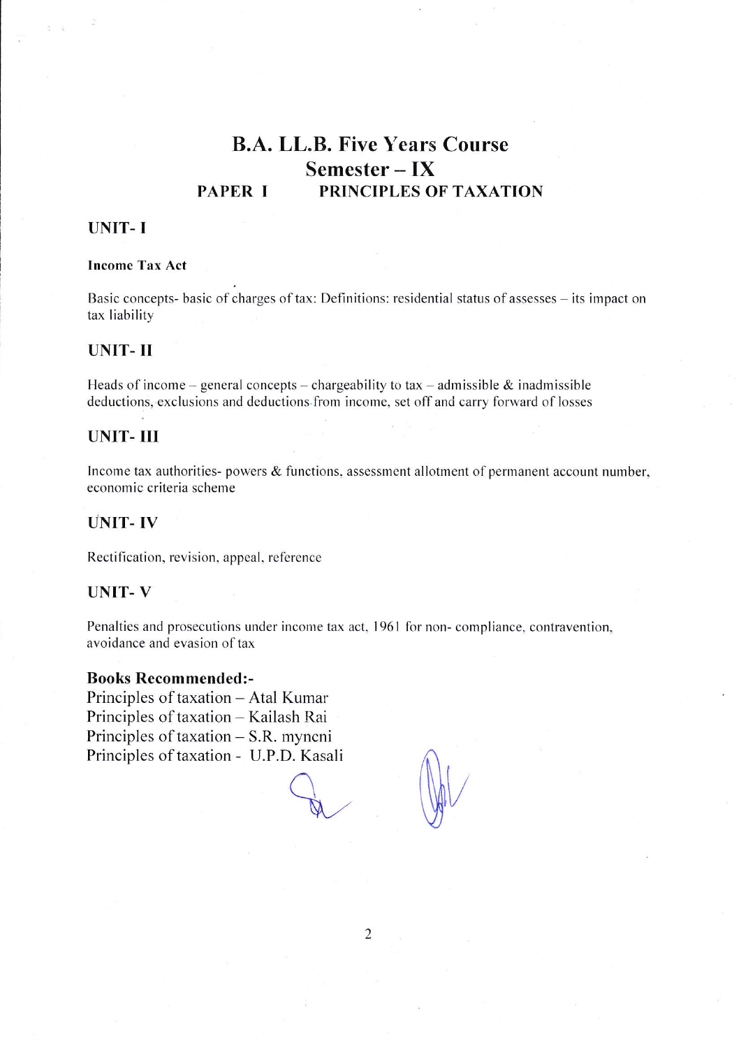# B.A. LL.B. Five Years Course

## Semester – IX

## PAPER I PRINCIPLES OF TAXATION

### UNIT- I

**Income Tax Act**

Basic concepts- basic of charges of tax: Definitions: residential status of assesses – its impact on tax liability

### UNIT- II

Heads of income – general concepts – chargeability to tax – admissible & inadmissible deductions, exclusions and deductions from income, set off and carry forward of losses

### UNIT- III

Income tax authorities- powers & functions, assessment allotment of permanent account number, economic criteria scheme

### UNIT- IV

Rectification, revision, appeal, reference

### UNIT- V

Penalties and prosecutions under income tax act, 1961 for non- compliance, contravention, avoidance and evasion of tax

**Books Recommended:-**

Principles of taxation – Atal Kumar
Principles of taxation – Kailash Rai
Principles of taxation – S.R. myneni
Principles of taxation - U.P.D. Kasali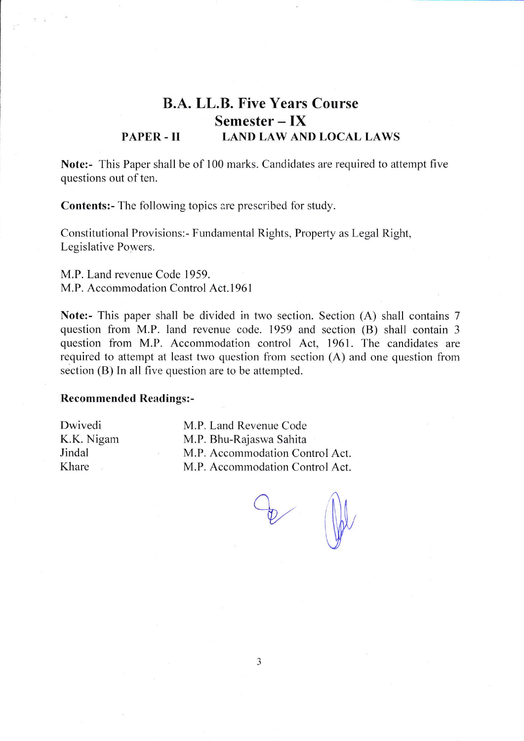# B.A. LL.B. Five Years Course

## Semester – IX

### PAPER - II LAND LAW AND LOCAL LAWS

**Note:-** This Paper shall be of 100 marks. Candidates are required to attempt five questions out of ten.

**Contents:-** The following topics are prescribed for study.

Constitutional Provisions:- Fundamental Rights, Property as Legal Right, Legislative Powers.

M.P. Land revenue Code 1959.
M.P. Accommodation Control Act.1961

**Note:-** This paper shall be divided in two section. Section (A) shall contains 7 question from M.P. land revenue code. 1959 and section (B) shall contain 3 question from M.P. Accommodation control Act, 1961. The candidates are required to attempt at least two question from section (A) and one question from section (B) In all five question are to be attempted.

**Recommended Readings:-**

| | |
|---|---|
| Dwivedi | M.P. Land Revenue Code |
| K.K. Nigam | M.P. Bhu-Rajaswa Sahita |
| Jindal | M.P. Accommodation Control Act. |
| Khare | M.P. Accommodation Control Act. |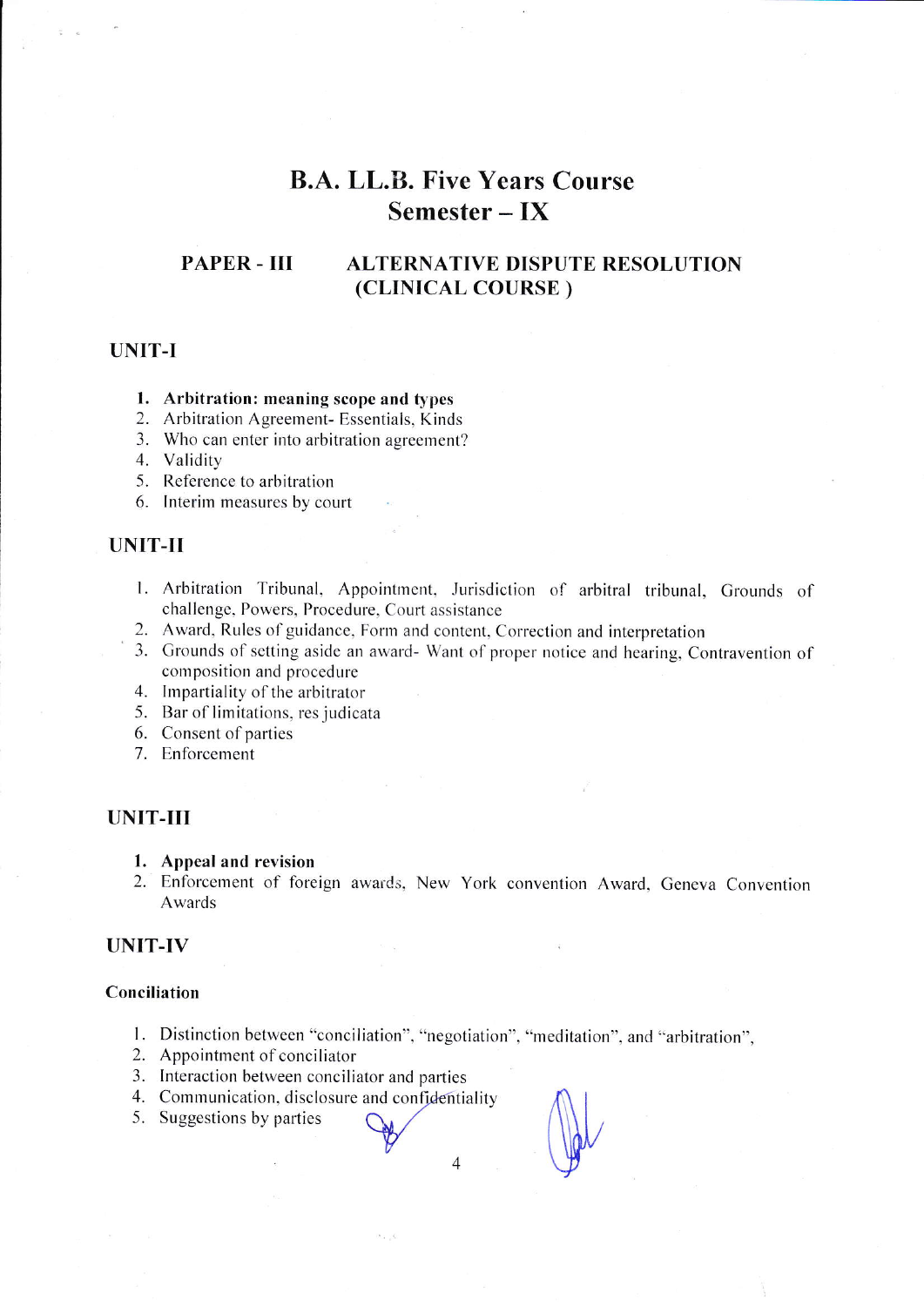# B.A. LL.B. Five Years Course
# Semester – IX

## PAPER - III ALTERNATIVE DISPUTE RESOLUTION (CLINICAL COURSE)

### UNIT-I

1. **Arbitration: meaning scope and types**
2. Arbitration Agreement- Essentials, Kinds
3. Who can enter into arbitration agreement?
4. Validity
5. Reference to arbitration
6. Interim measures by court

### UNIT-II

1. Arbitration Tribunal, Appointment, Jurisdiction of arbitral tribunal, Grounds of challenge, Powers, Procedure, Court assistance
2. Award, Rules of guidance, Form and content, Correction and interpretation
3. Grounds of setting aside an award- Want of proper notice and hearing, Contravention of composition and procedure
4. Impartiality of the arbitrator
5. Bar of limitations, res judicata
6. Consent of parties
7. Enforcement

### UNIT-III

1. **Appeal and revision**
2. Enforcement of foreign awards, New York convention Award, Geneva Convention Awards

### UNIT-IV

#### Conciliation

1. Distinction between "conciliation", "negotiation", "meditation", and "arbitration",
2. Appointment of conciliator
3. Interaction between conciliator and parties
4. Communication, disclosure and confidentiality
5. Suggestions by parties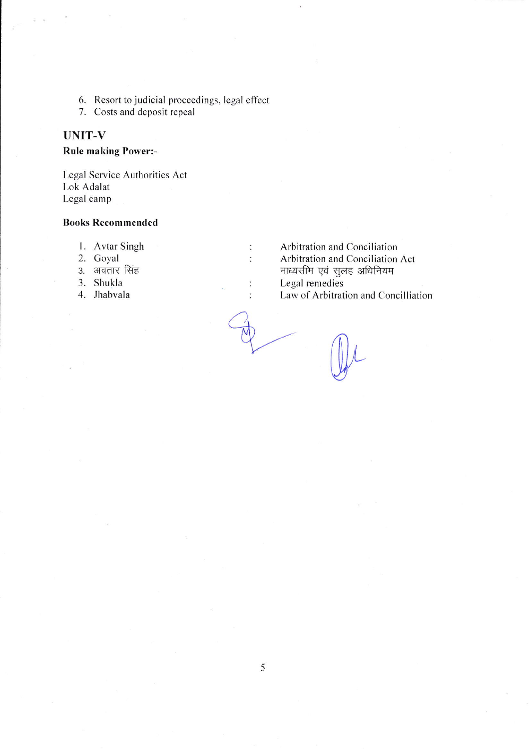6. Resort to judicial proceedings, legal effect
7. Costs and deposit repeal

## UNIT-V

**Rule making Power:-**

Legal Service Authorities Act
Lok Adalat
Legal camp

**Books Recommended**

| | | | |
|---|---|---|---|
| 1. | Avtar Singh | : | Arbitration and Conciliation |
| 2. | Goyal | : | Arbitration and Conciliation Act |
| 3. | अवतार सिंह | | माध्यसमि एवं सुलह अधिनियम |
| 3. | Shukla | : | Legal remedies |
| 4. | Jhabvala | : | Law of Arbitration and Concilliation |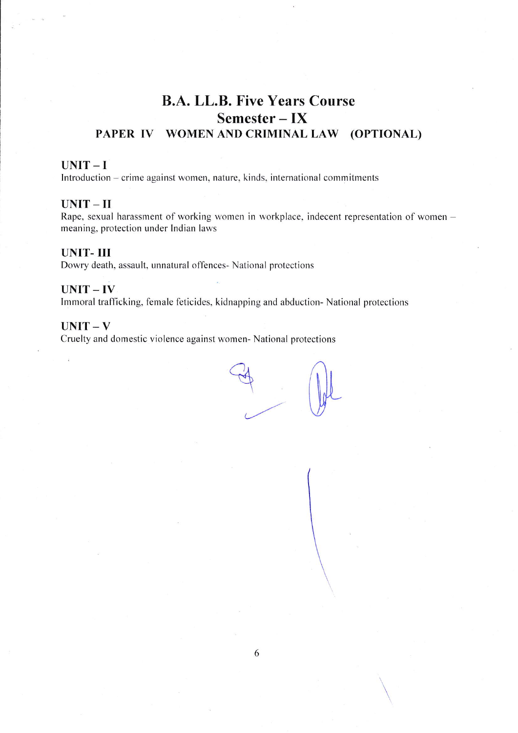# B.A. LL.B. Five Years Course

## Semester – IX

### PAPER IV WOMEN AND CRIMINAL LAW (OPTIONAL)

**UNIT – I**

Introduction – crime against women, nature, kinds, international commitments

**UNIT – II**

Rape, sexual harassment of working women in workplace, indecent representation of women – meaning, protection under Indian laws

**UNIT- III**

Dowry death, assault, unnatural offences- National protections

**UNIT – IV**

Immoral trafficking, female feticides, kidnapping and abduction- National protections

**UNIT – V**

Cruelty and domestic violence against women- National protections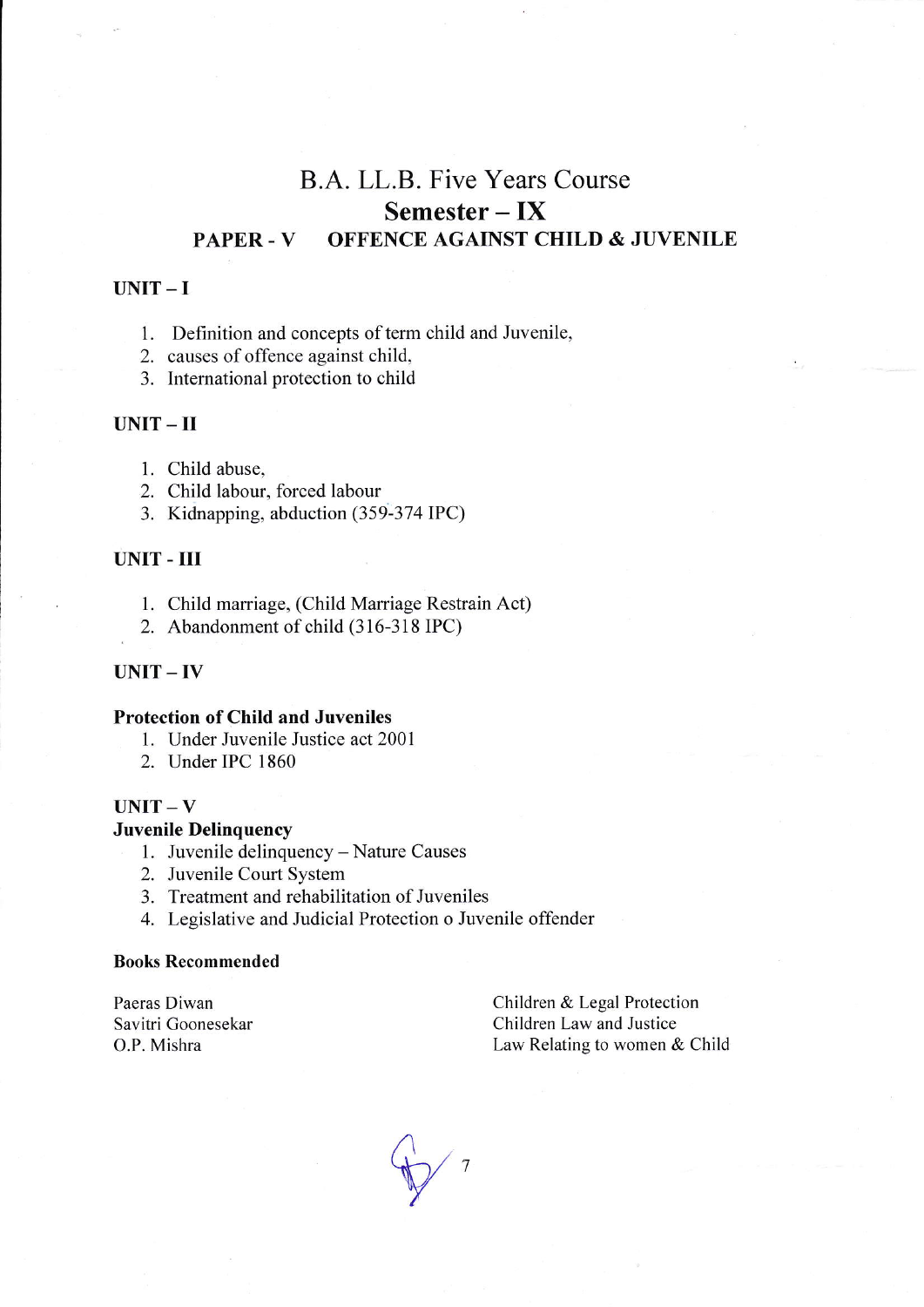# B.A. LL.B. Five Years Course

## Semester – IX

### PAPER - V OFFENCE AGAINST CHILD & JUVENILE

**UNIT – I**

1. Definition and concepts of term child and Juvenile,
2. causes of offence against child,
3. International protection to child

**UNIT – II**

1. Child abuse,
2. Child labour, forced labour
3. Kidnapping, abduction (359-374 IPC)

**UNIT - III**

1. Child marriage, (Child Marriage Restrain Act)
2. Abandonment of child (316-318 IPC)

**UNIT – IV**

**Protection of Child and Juveniles**

1. Under Juvenile Justice act 2001
2. Under IPC 1860

**UNIT – V**

**Juvenile Delinquency**

1. Juvenile delinquency – Nature Causes
2. Juvenile Court System
3. Treatment and rehabilitation of Juveniles
4. Legislative and Judicial Protection o Juvenile offender

**Books Recommended**

| | |
|---|---|
| Paeras Diwan | Children & Legal Protection |
| Savitri Goonesekar | Children Law and Justice |
| O.P. Mishra | Law Relating to women & Child |